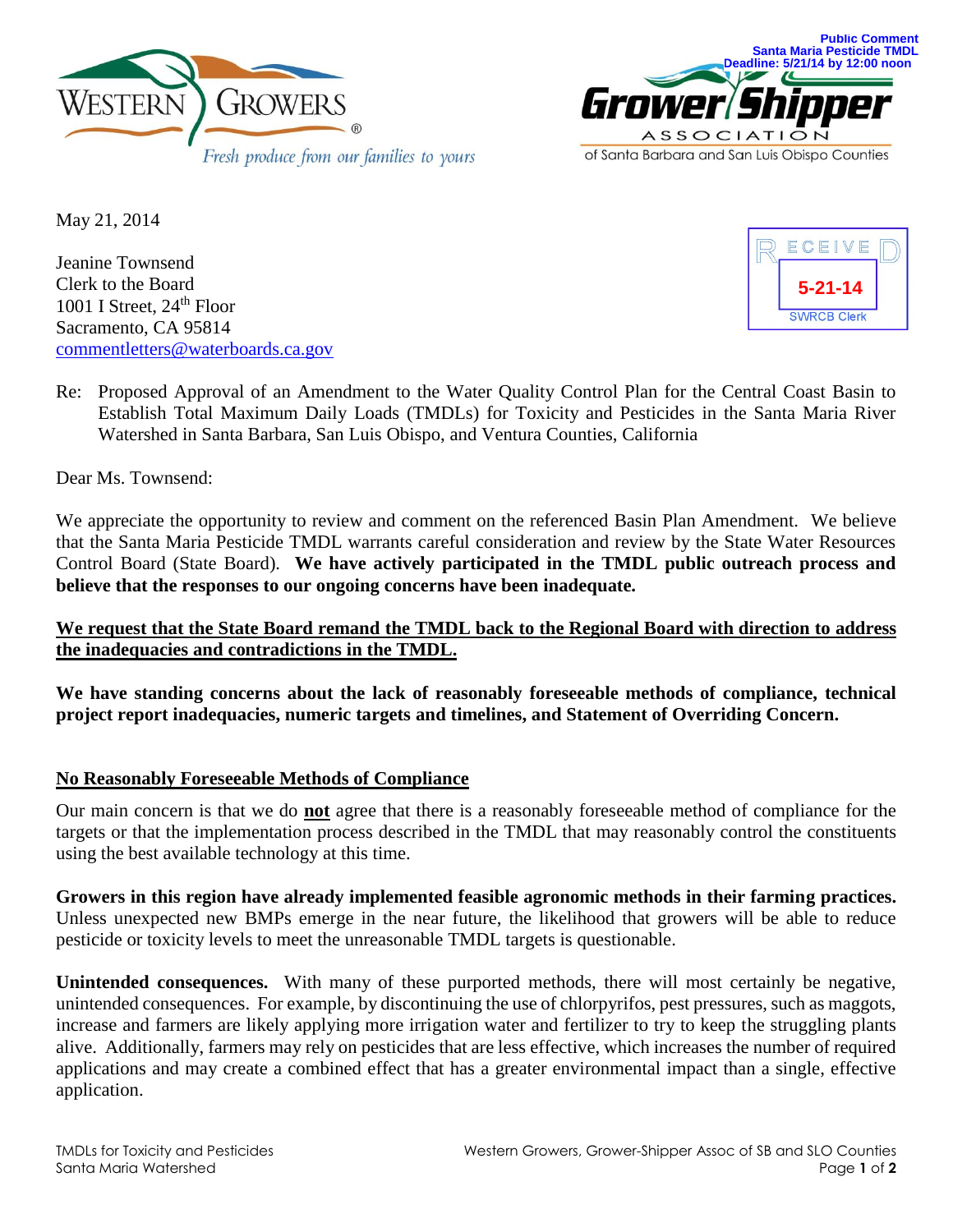Public Comment
Santa Maria Pesticide TMDL
Deadline: 5/21/14 by 12:00 noon

RECEIVED
5-21-14
SWRCB Clerk

May 21, 2014

Jeanine Townsend
Clerk to the Board
1001 I Street, 24th Floor
Sacramento, CA 95814
commentletters@waterboards.ca.gov

Re: Proposed Approval of an Amendment to the Water Quality Control Plan for the Central Coast Basin to Establish Total Maximum Daily Loads (TMDLs) for Toxicity and Pesticides in the Santa Maria River Watershed in Santa Barbara, San Luis Obispo, and Ventura Counties, California

Dear Ms. Townsend:

We appreciate the opportunity to review and comment on the referenced Basin Plan Amendment. We believe that the Santa Maria Pesticide TMDL warrants careful consideration and review by the State Water Resources Control Board (State Board). **We have actively participated in the TMDL public outreach process and believe that the responses to our ongoing concerns have been inadequate.**

**<u>We request that the State Board remand the TMDL back to the Regional Board with direction to address the inadequacies and contradictions in the TMDL.</u>**

**We have standing concerns about the lack of reasonably foreseeable methods of compliance, technical project report inadequacies, numeric targets and timelines, and Statement of Overriding Concern.**

## <u>No Reasonably Foreseeable Methods of Compliance</u>

Our main concern is that we do **<u>not</u>** agree that there is a reasonably foreseeable method of compliance for the targets or that the implementation process described in the TMDL that may reasonably control the constituents using the best available technology at this time.

**Growers in this region have already implemented feasible agronomic methods in their farming practices.** Unless unexpected new BMPs emerge in the near future, the likelihood that growers will be able to reduce pesticide or toxicity levels to meet the unreasonable TMDL targets is questionable.

**Unintended consequences.** With many of these purported methods, there will most certainly be negative, unintended consequences. For example, by discontinuing the use of chlorpyrifos, pest pressures, such as maggots, increase and farmers are likely applying more irrigation water and fertilizer to try to keep the struggling plants alive. Additionally, farmers may rely on pesticides that are less effective, which increases the number of required applications and may create a combined effect that has a greater environmental impact than a single, effective application.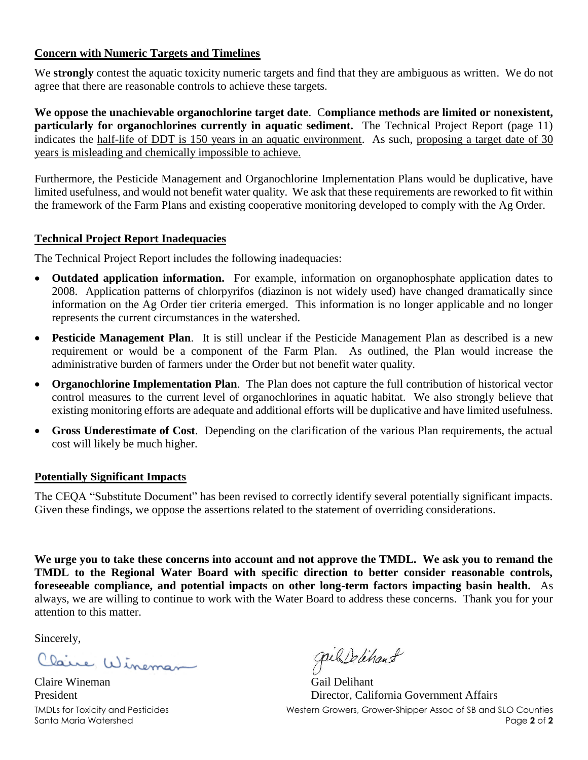## Concern with Numeric Targets and Timelines

We **strongly** contest the aquatic toxicity numeric targets and find that they are ambiguous as written. We do not agree that there are reasonable controls to achieve these targets.

**We oppose the unachievable organochlorine target date**. C**ompliance methods are limited or nonexistent, particularly for organochlorines currently in aquatic sediment.** The Technical Project Report (page 11) indicates the half-life of DDT is 150 years in an aquatic environment. As such, proposing a target date of 30 years is misleading and chemically impossible to achieve.

Furthermore, the Pesticide Management and Organochlorine Implementation Plans would be duplicative, have limited usefulness, and would not benefit water quality. We ask that these requirements are reworked to fit within the framework of the Farm Plans and existing cooperative monitoring developed to comply with the Ag Order.

## Technical Project Report Inadequacies

The Technical Project Report includes the following inadequacies:

- **Outdated application information.** For example, information on organophosphate application dates to 2008. Application patterns of chlorpyrifos (diazinon is not widely used) have changed dramatically since information on the Ag Order tier criteria emerged. This information is no longer applicable and no longer represents the current circumstances in the watershed.
- **Pesticide Management Plan**. It is still unclear if the Pesticide Management Plan as described is a new requirement or would be a component of the Farm Plan. As outlined, the Plan would increase the administrative burden of farmers under the Order but not benefit water quality.
- **Organochlorine Implementation Plan**. The Plan does not capture the full contribution of historical vector control measures to the current level of organochlorines in aquatic habitat. We also strongly believe that existing monitoring efforts are adequate and additional efforts will be duplicative and have limited usefulness.
- **Gross Underestimate of Cost**. Depending on the clarification of the various Plan requirements, the actual cost will likely be much higher.

## Potentially Significant Impacts

The CEQA "Substitute Document" has been revised to correctly identify several potentially significant impacts. Given these findings, we oppose the assertions related to the statement of overriding considerations.

**We urge you to take these concerns into account and not approve the TMDL. We ask you to remand the TMDL to the Regional Water Board with specific direction to better consider reasonable controls, foreseeable compliance, and potential impacts on other long-term factors impacting basin health.** As always, we are willing to continue to work with the Water Board to address these concerns. Thank you for your attention to this matter.

Sincerely,

Claire Wineman
President
Grower-Shipper Assoc of SB and SLO Counties

Gail Delihant
Director, California Government Affairs
Western Growers